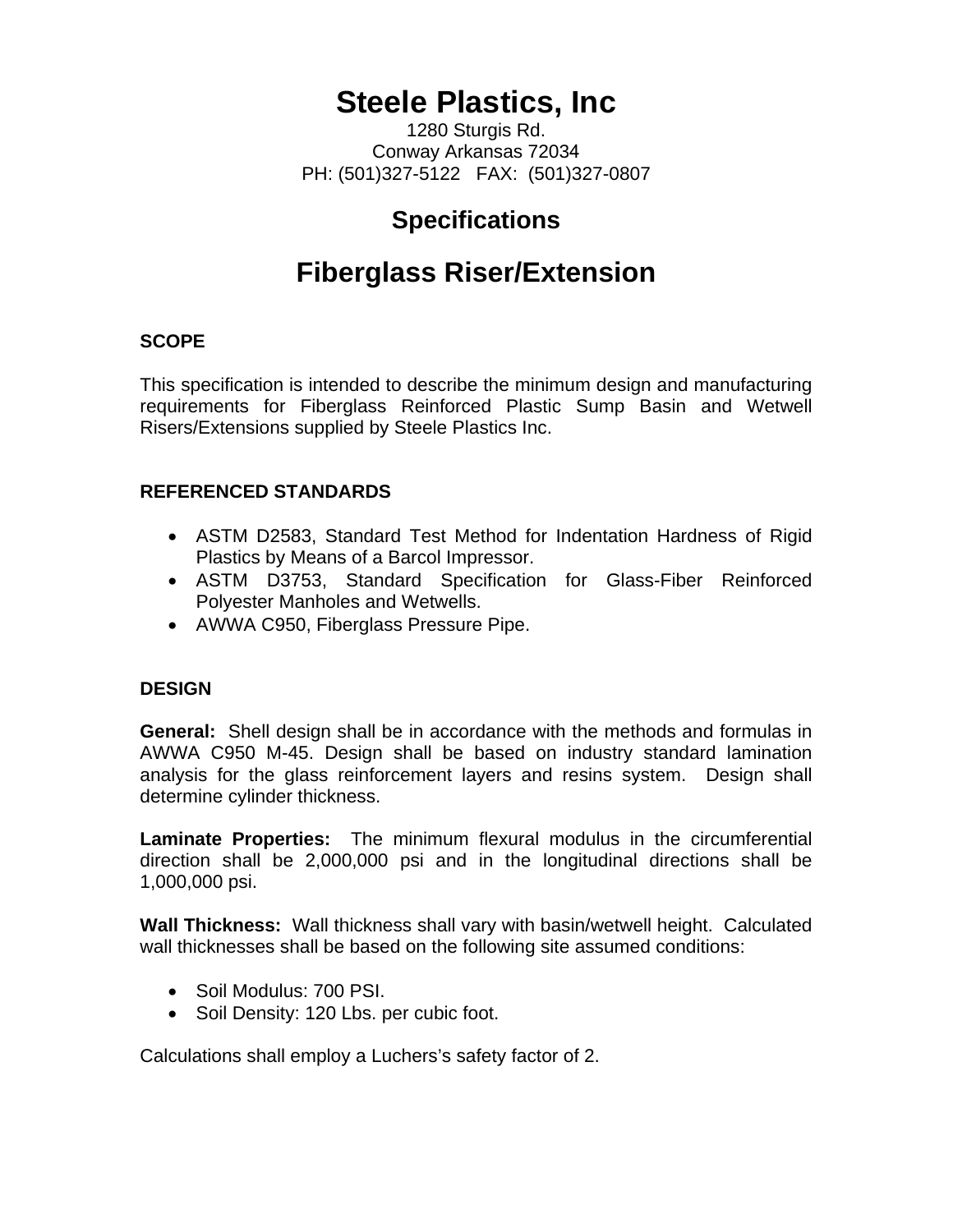# Steele Plastics, Inc

1280 Sturgis Rd.
Conway Arkansas 72034
PH: (501)327-5122 FAX: (501)327-0807

## Specifications

## Fiberglass Riser/Extension

### SCOPE

This specification is intended to describe the minimum design and manufacturing requirements for Fiberglass Reinforced Plastic Sump Basin and Wetwell Risers/Extensions supplied by Steele Plastics Inc.

### REFERENCED STANDARDS

- ASTM D2583, Standard Test Method for Indentation Hardness of Rigid Plastics by Means of a Barcol Impressor.
- ASTM D3753, Standard Specification for Glass-Fiber Reinforced Polyester Manholes and Wetwells.
- AWWA C950, Fiberglass Pressure Pipe.

### DESIGN

**General:** Shell design shall be in accordance with the methods and formulas in AWWA C950 M-45. Design shall be based on industry standard lamination analysis for the glass reinforcement layers and resins system. Design shall determine cylinder thickness.

**Laminate Properties:** The minimum flexural modulus in the circumferential direction shall be 2,000,000 psi and in the longitudinal directions shall be 1,000,000 psi.

**Wall Thickness:** Wall thickness shall vary with basin/wetwell height. Calculated wall thicknesses shall be based on the following site assumed conditions:

- Soil Modulus: 700 PSI.
- Soil Density: 120 Lbs. per cubic foot.

Calculations shall employ a Luchers's safety factor of 2.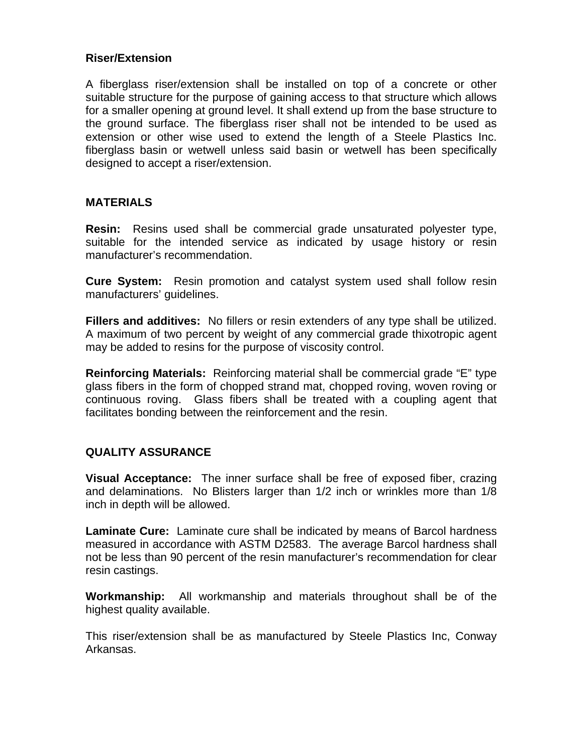**Riser/Extension**

A fiberglass riser/extension shall be installed on top of a concrete or other suitable structure for the purpose of gaining access to that structure which allows for a smaller opening at ground level. It shall extend up from the base structure to the ground surface. The fiberglass riser shall not be intended to be used as extension or other wise used to extend the length of a Steele Plastics Inc. fiberglass basin or wetwell unless said basin or wetwell has been specifically designed to accept a riser/extension.

## MATERIALS

**Resin:** Resins used shall be commercial grade unsaturated polyester type, suitable for the intended service as indicated by usage history or resin manufacturer's recommendation.

**Cure System:** Resin promotion and catalyst system used shall follow resin manufacturers' guidelines.

**Fillers and additives:** No fillers or resin extenders of any type shall be utilized. A maximum of two percent by weight of any commercial grade thixotropic agent may be added to resins for the purpose of viscosity control.

**Reinforcing Materials:** Reinforcing material shall be commercial grade "E" type glass fibers in the form of chopped strand mat, chopped roving, woven roving or continuous roving. Glass fibers shall be treated with a coupling agent that facilitates bonding between the reinforcement and the resin.

## QUALITY ASSURANCE

**Visual Acceptance:** The inner surface shall be free of exposed fiber, crazing and delaminations. No Blisters larger than 1/2 inch or wrinkles more than 1/8 inch in depth will be allowed.

**Laminate Cure:** Laminate cure shall be indicated by means of Barcol hardness measured in accordance with ASTM D2583. The average Barcol hardness shall not be less than 90 percent of the resin manufacturer's recommendation for clear resin castings.

**Workmanship:** All workmanship and materials throughout shall be of the highest quality available.

This riser/extension shall be as manufactured by Steele Plastics Inc, Conway Arkansas.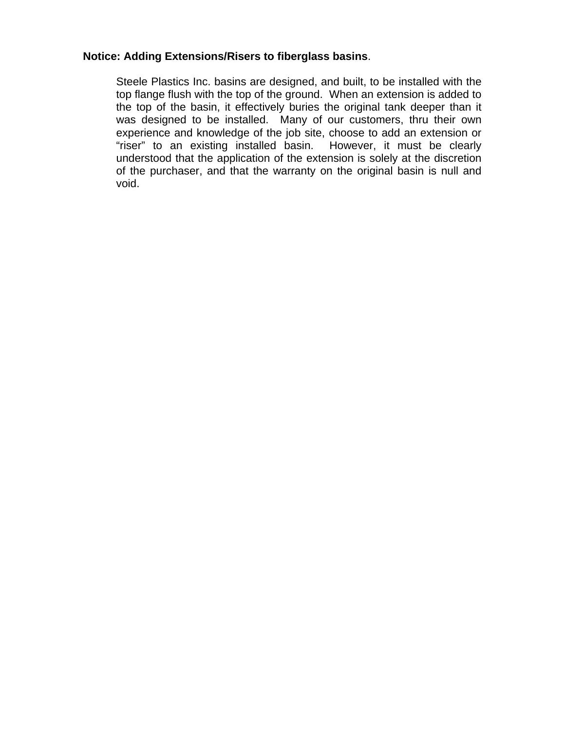**Notice: Adding Extensions/Risers to fiberglass basins**.

Steele Plastics Inc. basins are designed, and built, to be installed with the top flange flush with the top of the ground. When an extension is added to the top of the basin, it effectively buries the original tank deeper than it was designed to be installed. Many of our customers, thru their own experience and knowledge of the job site, choose to add an extension or “riser” to an existing installed basin. However, it must be clearly understood that the application of the extension is solely at the discretion of the purchaser, and that the warranty on the original basin is null and void.